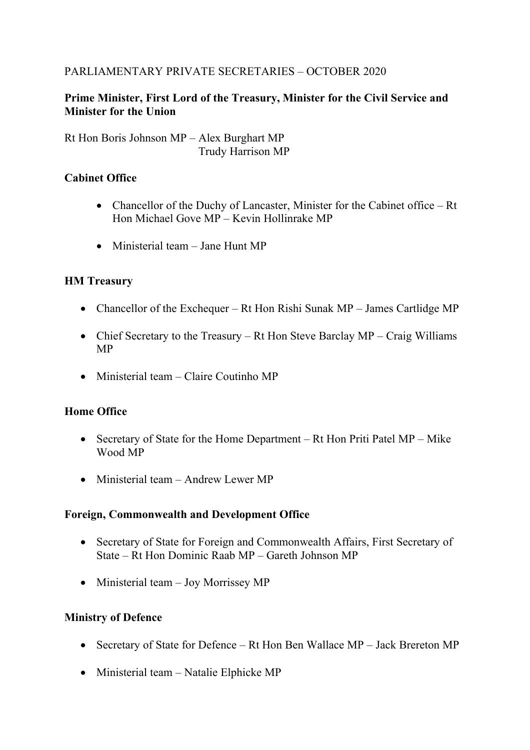PARLIAMENTARY PRIVATE SECRETARIES – OCTOBER 2020

**Prime Minister, First Lord of the Treasury, Minister for the Civil Service and Minister for the Union**

Rt Hon Boris Johnson MP – Alex Burghart MP
Trudy Harrison MP

**Cabinet Office**

- Chancellor of the Duchy of Lancaster, Minister for the Cabinet office – Rt Hon Michael Gove MP – Kevin Hollinrake MP
- Ministerial team – Jane Hunt MP

**HM Treasury**

- Chancellor of the Exchequer – Rt Hon Rishi Sunak MP – James Cartlidge MP
- Chief Secretary to the Treasury – Rt Hon Steve Barclay MP – Craig Williams MP
- Ministerial team – Claire Coutinho MP

**Home Office**

- Secretary of State for the Home Department – Rt Hon Priti Patel MP – Mike Wood MP
- Ministerial team – Andrew Lewer MP

**Foreign, Commonwealth and Development Office**

- Secretary of State for Foreign and Commonwealth Affairs, First Secretary of State – Rt Hon Dominic Raab MP – Gareth Johnson MP
- Ministerial team – Joy Morrissey MP

**Ministry of Defence**

- Secretary of State for Defence – Rt Hon Ben Wallace MP – Jack Brereton MP
- Ministerial team – Natalie Elphicke MP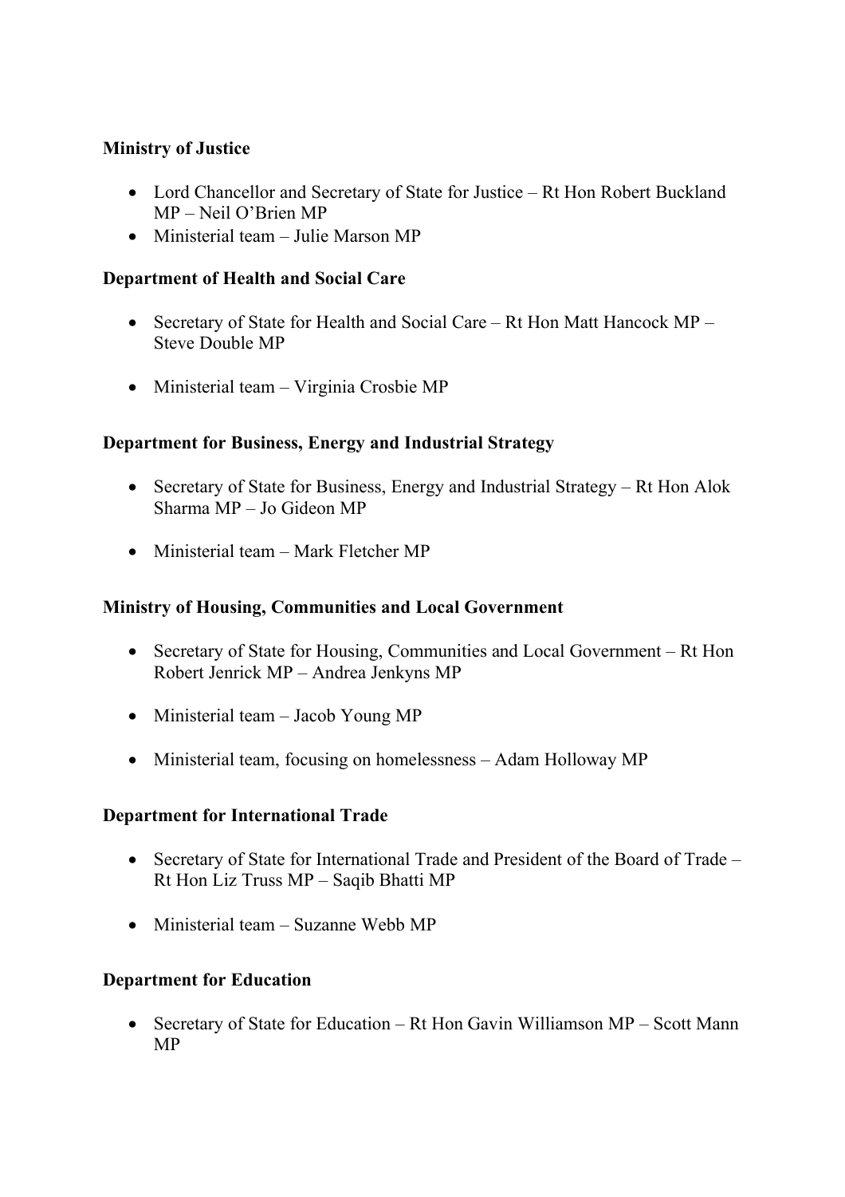**Ministry of Justice**

- Lord Chancellor and Secretary of State for Justice – Rt Hon Robert Buckland MP – Neil O'Brien MP
- Ministerial team – Julie Marson MP

**Department of Health and Social Care**

- Secretary of State for Health and Social Care – Rt Hon Matt Hancock MP – Steve Double MP

- Ministerial team – Virginia Crosbie MP

**Department for Business, Energy and Industrial Strategy**

- Secretary of State for Business, Energy and Industrial Strategy – Rt Hon Alok Sharma MP – Jo Gideon MP

- Ministerial team – Mark Fletcher MP

**Ministry of Housing, Communities and Local Government**

- Secretary of State for Housing, Communities and Local Government – Rt Hon Robert Jenrick MP – Andrea Jenkyns MP

- Ministerial team – Jacob Young MP

- Ministerial team, focusing on homelessness – Adam Holloway MP

**Department for International Trade**

- Secretary of State for International Trade and President of the Board of Trade – Rt Hon Liz Truss MP – Saqib Bhatti MP

- Ministerial team – Suzanne Webb MP

**Department for Education**

- Secretary of State for Education – Rt Hon Gavin Williamson MP – Scott Mann MP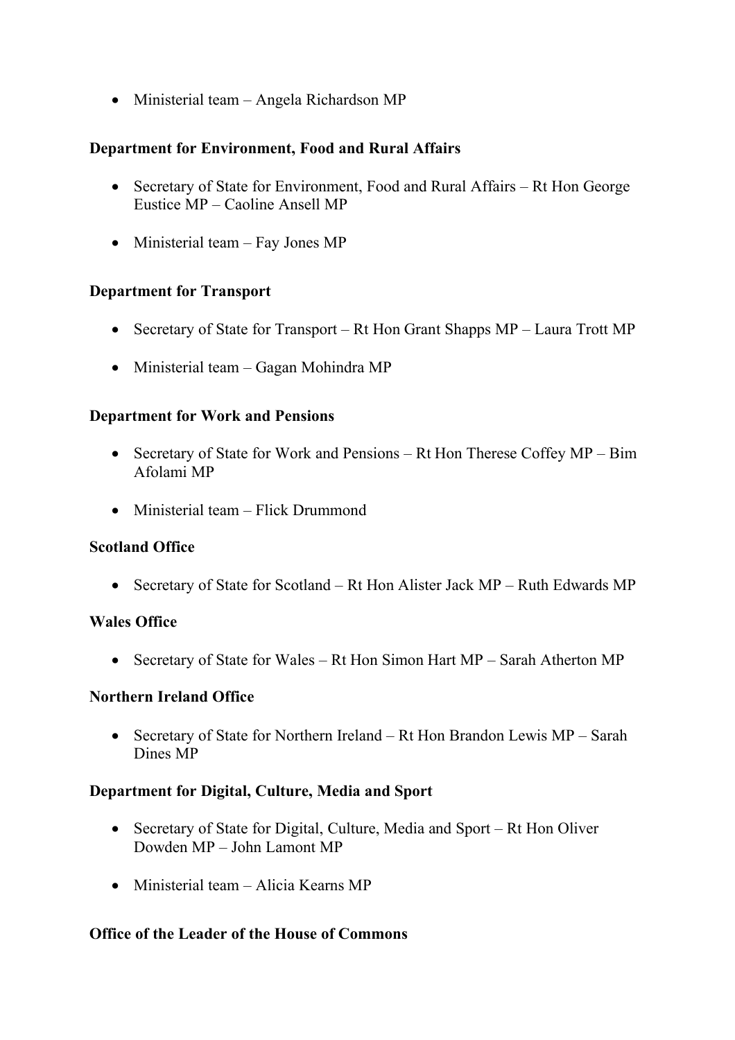- Ministerial team – Angela Richardson MP

**Department for Environment, Food and Rural Affairs**

- Secretary of State for Environment, Food and Rural Affairs – Rt Hon George Eustice MP – Caoline Ansell MP
- Ministerial team – Fay Jones MP

**Department for Transport**

- Secretary of State for Transport – Rt Hon Grant Shapps MP – Laura Trott MP
- Ministerial team – Gagan Mohindra MP

**Department for Work and Pensions**

- Secretary of State for Work and Pensions – Rt Hon Therese Coffey MP – Bim Afolami MP
- Ministerial team – Flick Drummond

**Scotland Office**

- Secretary of State for Scotland – Rt Hon Alister Jack MP – Ruth Edwards MP

**Wales Office**

- Secretary of State for Wales – Rt Hon Simon Hart MP – Sarah Atherton MP

**Northern Ireland Office**

- Secretary of State for Northern Ireland – Rt Hon Brandon Lewis MP – Sarah Dines MP

**Department for Digital, Culture, Media and Sport**

- Secretary of State for Digital, Culture, Media and Sport – Rt Hon Oliver Dowden MP – John Lamont MP
- Ministerial team – Alicia Kearns MP

**Office of the Leader of the House of Commons**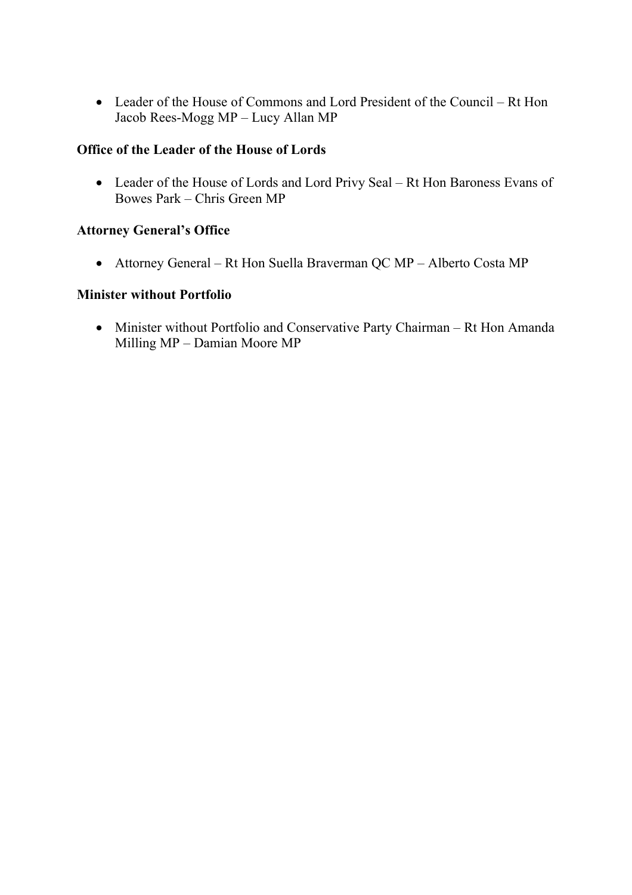- Leader of the House of Commons and Lord President of the Council – Rt Hon Jacob Rees-Mogg MP – Lucy Allan MP

**Office of the Leader of the House of Lords**

- Leader of the House of Lords and Lord Privy Seal – Rt Hon Baroness Evans of Bowes Park – Chris Green MP

**Attorney General's Office**

- Attorney General – Rt Hon Suella Braverman QC MP – Alberto Costa MP

**Minister without Portfolio**

- Minister without Portfolio and Conservative Party Chairman – Rt Hon Amanda Milling MP – Damian Moore MP